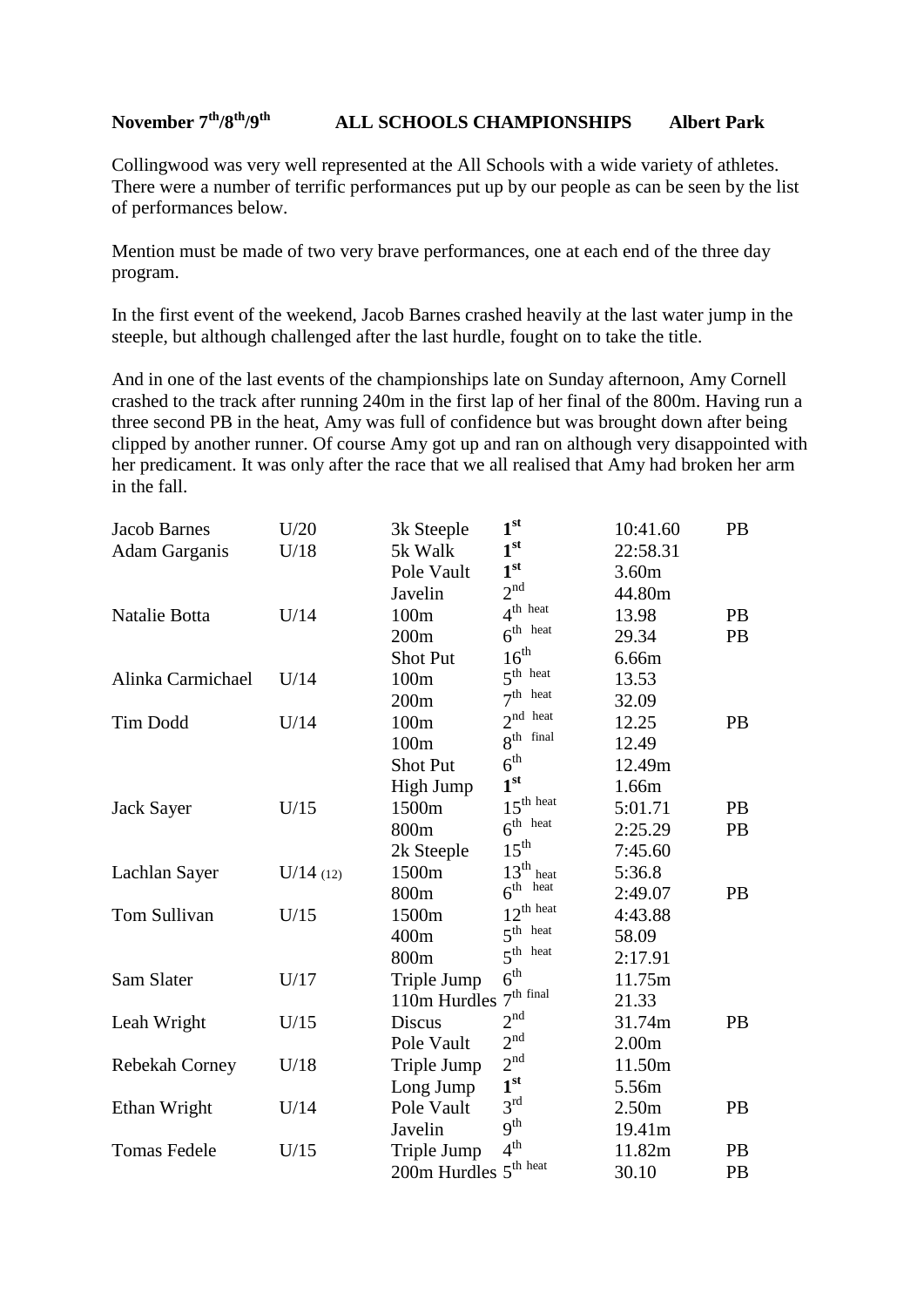**November 7th/8th/9th ALL SCHOOLS CHAMPIONSHIPS Albert Park**

Collingwood was very well represented at the All Schools with a wide variety of athletes. There were a number of terrific performances put up by our people as can be seen by the list of performances below.

Mention must be made of two very brave performances, one at each end of the three day program.

In the first event of the weekend, Jacob Barnes crashed heavily at the last water jump in the steeple, but although challenged after the last hurdle, fought on to take the title.

And in one of the last events of the championships late on Sunday afternoon, Amy Cornell crashed to the track after running 240m in the first lap of her final of the 800m. Having run a three second PB in the heat, Amy was full of confidence but was brought down after being clipped by another runner. Of course Amy got up and ran on although very disappointed with her predicament. It was only after the race that we all realised that Amy had broken her arm in the fall.

| | | | | | |
|---|---|---|---|---|---|
| Jacob Barnes | U/20 | 3k Steeple | **1st** | 10:41.60 | PB |
| Adam Garganis | U/18 | 5k Walk | **1st** | 22:58.31 | |
| | | Pole Vault | **1st** | 3.60m | |
| | | Javelin | 2nd | 44.80m | |
| Natalie Botta | U/14 | 100m | 4th heat | 13.98 | PB |
| | | 200m | 6th heat | 29.34 | PB |
| | | Shot Put | 16th | 6.66m | |
| Alinka Carmichael | U/14 | 100m | 5th heat | 13.53 | |
| | | 200m | 7th heat | 32.09 | |
| Tim Dodd | U/14 | 100m | 2nd heat | 12.25 | PB |
| | | 100m | 8th final | 12.49 | |
| | | Shot Put | 6th | 12.49m | |
| | | High Jump | **1st** | 1.66m | |
| Jack Sayer | U/15 | 1500m | 15th heat | 5:01.71 | PB |
| | | 800m | 6th heat | 2:25.29 | PB |
| | | 2k Steeple | 15th | 7:45.60 | |
| Lachlan Sayer | U/14 (12) | 1500m | 13th heat | 5:36.8 | |
| | | 800m | 6th heat | 2:49.07 | PB |
| Tom Sullivan | U/15 | 1500m | 12th heat | 4:43.88 | |
| | | 400m | 5th heat | 58.09 | |
| | | 800m | 5th heat | 2:17.91 | |
| Sam Slater | U/17 | Triple Jump | 6th | 11.75m | |
| | | 110m Hurdles | 7th final | 21.33 | |
| Leah Wright | U/15 | Discus | 2nd | 31.74m | PB |
| | | Pole Vault | 2nd | 2.00m | |
| Rebekah Corney | U/18 | Triple Jump | 2nd | 11.50m | |
| | | Long Jump | **1st** | 5.56m | |
| Ethan Wright | U/14 | Pole Vault | 3rd | 2.50m | PB |
| | | Javelin | 9th | 19.41m | |
| Tomas Fedele | U/15 | Triple Jump | 4th | 11.82m | PB |
| | | 200m Hurdles | 5th heat | 30.10 | PB |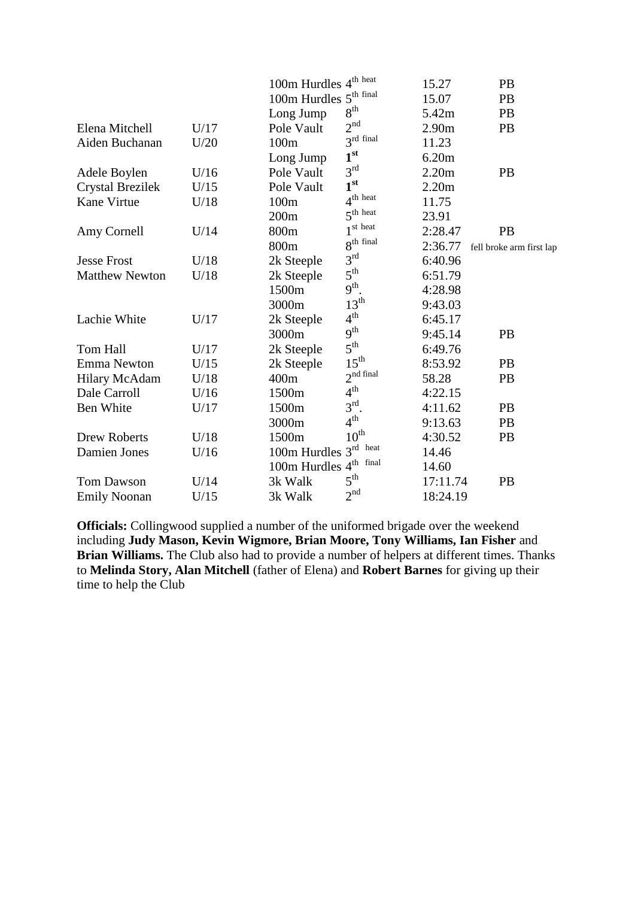| | | | | | |
|---|---|---|---|---|---|
| | | 100m Hurdles | 4th heat | 15.27 | PB |
| | | 100m Hurdles | 5th final | 15.07 | PB |
| | | Long Jump | 8th | 5.42m | PB |
| Elena Mitchell | U/17 | Pole Vault | 2nd | 2.90m | PB |
| Aiden Buchanan | U/20 | 100m | 3rd final | 11.23 | |
| | | Long Jump | **1st** | 6.20m | |
| Adele Boylen | U/16 | Pole Vault | 3rd | 2.20m | PB |
| Crystal Brezilek | U/15 | Pole Vault | **1st** | 2.20m | |
| Kane Virtue | U/18 | 100m | 4th heat | 11.75 | |
| | | 200m | 5th heat | 23.91 | |
| Amy Cornell | U/14 | 800m | 1st heat | 2:28.47 | PB |
| | | 800m | 8th final | 2:36.77 | fell broke arm first lap |
| Jesse Frost | U/18 | 2k Steeple | 3rd | 6:40.96 | |
| Matthew Newton | U/18 | 2k Steeple | 5th | 6:51.79 | |
| | | 1500m | 9th. | 4:28.98 | |
| | | 3000m | 13th | 9:43.03 | |
| Lachie White | U/17 | 2k Steeple | 4th | 6:45.17 | |
| | | 3000m | 9th | 9:45.14 | PB |
| Tom Hall | U/17 | 2k Steeple | 5th | 6:49.76 | |
| Emma Newton | U/15 | 2k Steeple | 15th | 8:53.92 | PB |
| Hilary McAdam | U/18 | 400m | 2nd final | 58.28 | PB |
| Dale Carroll | U/16 | 1500m | 4th | 4:22.15 | |
| Ben White | U/17 | 1500m | 3rd. | 4:11.62 | PB |
| | | 3000m | 4th | 9:13.63 | PB |
| Drew Roberts | U/18 | 1500m | 10th | 4:30.52 | PB |
| Damien Jones | U/16 | 100m Hurdles | 3rd heat | 14.46 | |
| | | 100m Hurdles | 4th final | 14.60 | |
| Tom Dawson | U/14 | 3k Walk | 5th | 17:11.74 | PB |
| Emily Noonan | U/15 | 3k Walk | 2nd | 18:24.19 | |

**Officials:** Collingwood supplied a number of the uniformed brigade over the weekend including **Judy Mason, Kevin Wigmore, Brian Moore, Tony Williams, Ian Fisher** and **Brian Williams.** The Club also had to provide a number of helpers at different times. Thanks to **Melinda Story, Alan Mitchell** (father of Elena) and **Robert Barnes** for giving up their time to help the Club